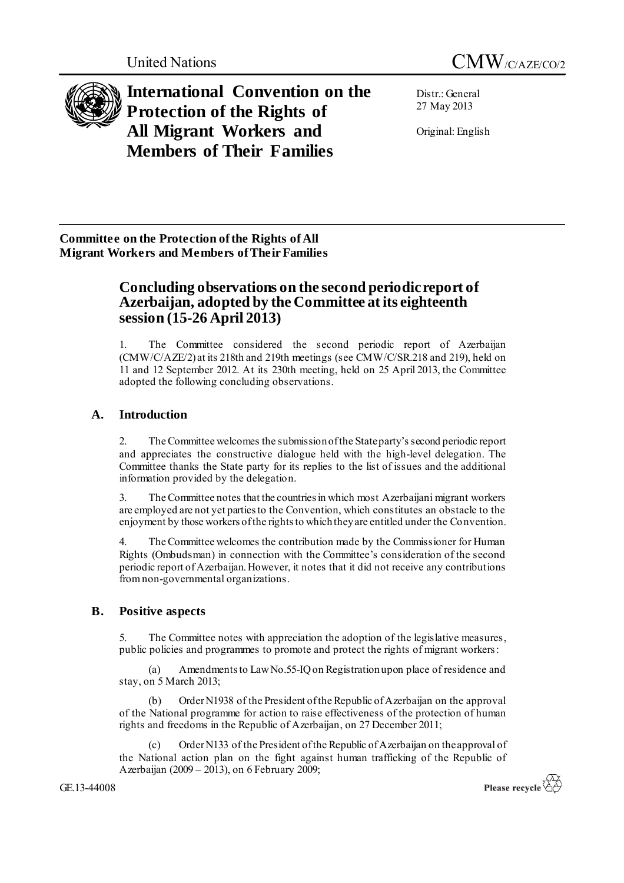United Nations CMW/C/AZE/CO/2

# International Convention on the Protection of the Rights of All Migrant Workers and Members of Their Families

Distr.: General
27 May 2013

Original: English

**Committee on the Protection of the Rights of All Migrant Workers and Members of Their Families**

## Concluding observations on the second periodic report of Azerbaijan, adopted by the Committee at its eighteenth session (15-26 April 2013)

1. The Committee considered the second periodic report of Azerbaijan (CMW/C/AZE/2) at its 218th and 219th meetings (see CMW/C/SR.218 and 219), held on 11 and 12 September 2012. At its 230th meeting, held on 25 April 2013, the Committee adopted the following concluding observations.

### A. Introduction

2. The Committee welcomes the submission of the State party's second periodic report and appreciates the constructive dialogue held with the high-level delegation. The Committee thanks the State party for its replies to the list of issues and the additional information provided by the delegation.

3. The Committee notes that the countries in which most Azerbaijani migrant workers are employed are not yet parties to the Convention, which constitutes an obstacle to the enjoyment by those workers of the rights to which they are entitled under the Convention.

4. The Committee welcomes the contribution made by the Commissioner for Human Rights (Ombudsman) in connection with the Committee's consideration of the second periodic report of Azerbaijan. However, it notes that it did not receive any contributions from non-governmental organizations.

### B. Positive aspects

5. The Committee notes with appreciation the adoption of the legislative measures, public policies and programmes to promote and protect the rights of migrant workers:

(a) Amendments to Law No.55-IQ on Registration upon place of residence and stay, on 5 March 2013;

(b) Order N1938 of the President of the Republic of Azerbaijan on the approval of the National programme for action to raise effectiveness of the protection of human rights and freedoms in the Republic of Azerbaijan, on 27 December 2011;

(c) Order N133 of the President of the Republic of Azerbaijan on the approval of the National action plan on the fight against human trafficking of the Republic of Azerbaijan (2009 – 2013), on 6 February 2009;

GE.13-44008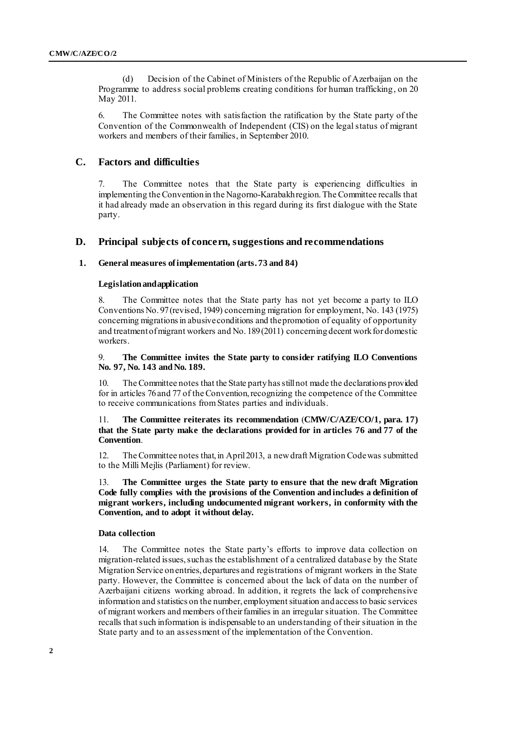(d) Decision of the Cabinet of Ministers of the Republic of Azerbaijan on the Programme to address social problems creating conditions for human trafficking, on 20 May 2011.

6. The Committee notes with satisfaction the ratification by the State party of the Convention of the Commonwealth of Independent (CIS) on the legal status of migrant workers and members of their families, in September 2010.

## C. Factors and difficulties

7. The Committee notes that the State party is experiencing difficulties in implementing the Convention in the Nagorno-Karabakh region. The Committee recalls that it had already made an observation in this regard during its first dialogue with the State party.

## D. Principal subjects of concern, suggestions and recommendations

### 1. General measures of implementation (arts. 73 and 84)

#### Legislation and application

8. The Committee notes that the State party has not yet become a party to ILO Conventions No. 97 (revised, 1949) concerning migration for employment, No. 143 (1975) concerning migrations in abusive conditions and the promotion of equality of opportunity and treatment of migrant workers and No. 189 (2011) concerning decent work for domestic workers.

9. **The Committee invites the State party to consider ratifying ILO Conventions No. 97, No. 143 and No. 189.**

10. The Committee notes that the State party has still not made the declarations provided for in articles 76 and 77 of the Convention, recognizing the competence of the Committee to receive communications from States parties and individuals.

11. **The Committee reiterates its recommendation (CMW/C/AZE/CO/1, para. 17) that the State party make the declarations provided for in articles 76 and 77 of the Convention**.

12. The Committee notes that, in April 2013, a new draft Migration Code was submitted to the Milli Mejlis (Parliament) for review.

13. **The Committee urges the State party to ensure that the new draft Migration Code fully complies with the provisions of the Convention and includes a definition of migrant workers, including undocumented migrant workers, in conformity with the Convention, and to adopt it without delay.**

#### Data collection

14. The Committee notes the State party's efforts to improve data collection on migration-related issues, such as the establishment of a centralized database by the State Migration Service on entries, departures and registrations of migrant workers in the State party. However, the Committee is concerned about the lack of data on the number of Azerbaijani citizens working abroad. In addition, it regrets the lack of comprehensive information and statistics on the number, employment situation and access to basic services of migrant workers and members of their families in an irregular situation. The Committee recalls that such information is indispensable to an understanding of their situation in the State party and to an assessment of the implementation of the Convention.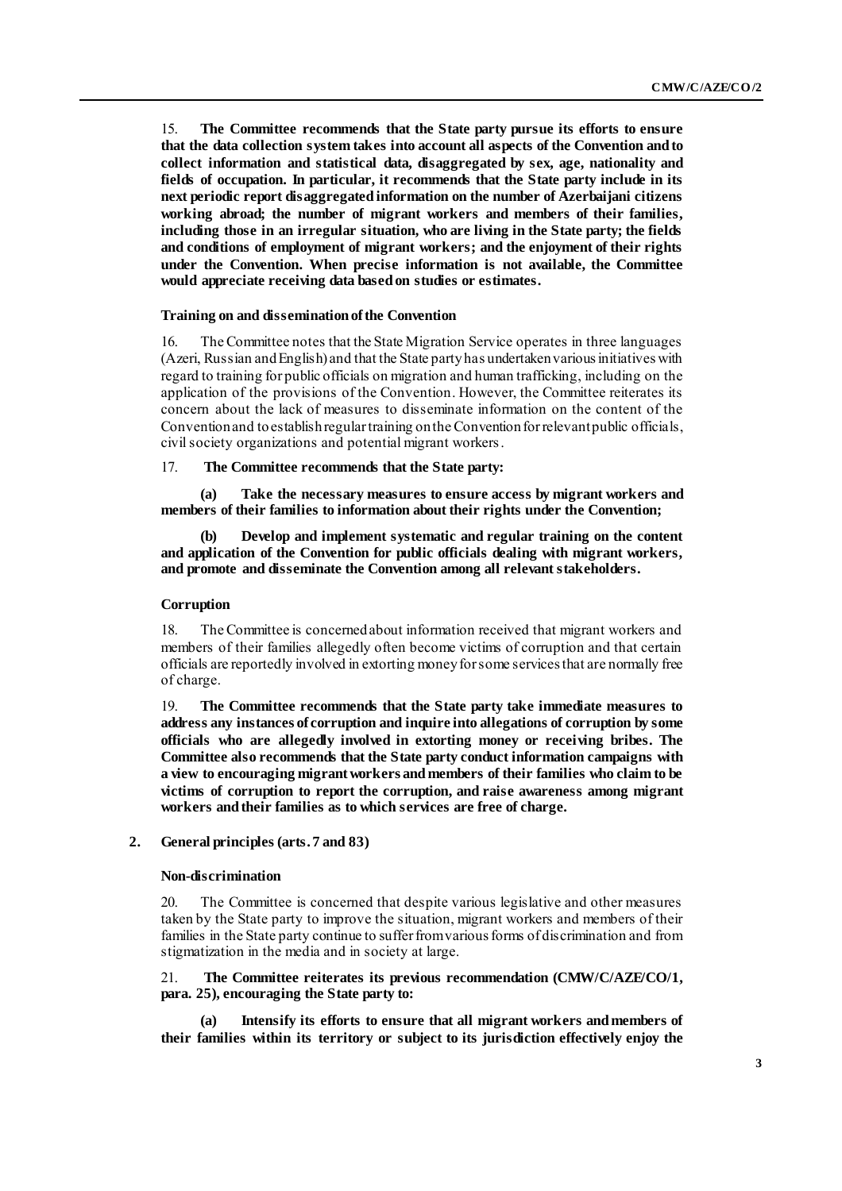15. **The Committee recommends that the State party pursue its efforts to ensure that the data collection system takes into account all aspects of the Convention and to collect information and statistical data, disaggregated by sex, age, nationality and fields of occupation. In particular, it recommends that the State party include in its next periodic report disaggregated information on the number of Azerbaijani citizens working abroad; the number of migrant workers and members of their families, including those in an irregular situation, who are living in the State party; the fields and conditions of employment of migrant workers; and the enjoyment of their rights under the Convention. When precise information is not available, the Committee would appreciate receiving data based on studies or estimates.**

#### Training on and dissemination of the Convention

16. The Committee notes that the State Migration Service operates in three languages (Azeri, Russian and English) and that the State party has undertaken various initiatives with regard to training for public officials on migration and human trafficking, including on the application of the provisions of the Convention. However, the Committee reiterates its concern about the lack of measures to disseminate information on the content of the Convention and to establish regular training on the Convention for relevant public officials, civil society organizations and potential migrant workers.

17. **The Committee recommends that the State party:**

**(a) Take the necessary measures to ensure access by migrant workers and members of their families to information about their rights under the Convention;**

**(b) Develop and implement systematic and regular training on the content and application of the Convention for public officials dealing with migrant workers, and promote and disseminate the Convention among all relevant stakeholders.**

#### Corruption

18. The Committee is concerned about information received that migrant workers and members of their families allegedly often become victims of corruption and that certain officials are reportedly involved in extorting money for some services that are normally free of charge.

19. **The Committee recommends that the State party take immediate measures to address any instances of corruption and inquire into allegations of corruption by some officials who are allegedly involved in extorting money or receiving bribes. The Committee also recommends that the State party conduct information campaigns with a view to encouraging migrant workers and members of their families who claim to be victims of corruption to report the corruption, and raise awareness among migrant workers and their families as to which services are free of charge.**

### 2. General principles (arts. 7 and 83)

#### Non-discrimination

20. The Committee is concerned that despite various legislative and other measures taken by the State party to improve the situation, migrant workers and members of their families in the State party continue to suffer from various forms of discrimination and from stigmatization in the media and in society at large.

21. **The Committee reiterates its previous recommendation (CMW/C/AZE/CO/1, para. 25), encouraging the State party to:**

**(a) Intensify its efforts to ensure that all migrant workers and members of their families within its territory or subject to its jurisdiction effectively enjoy the**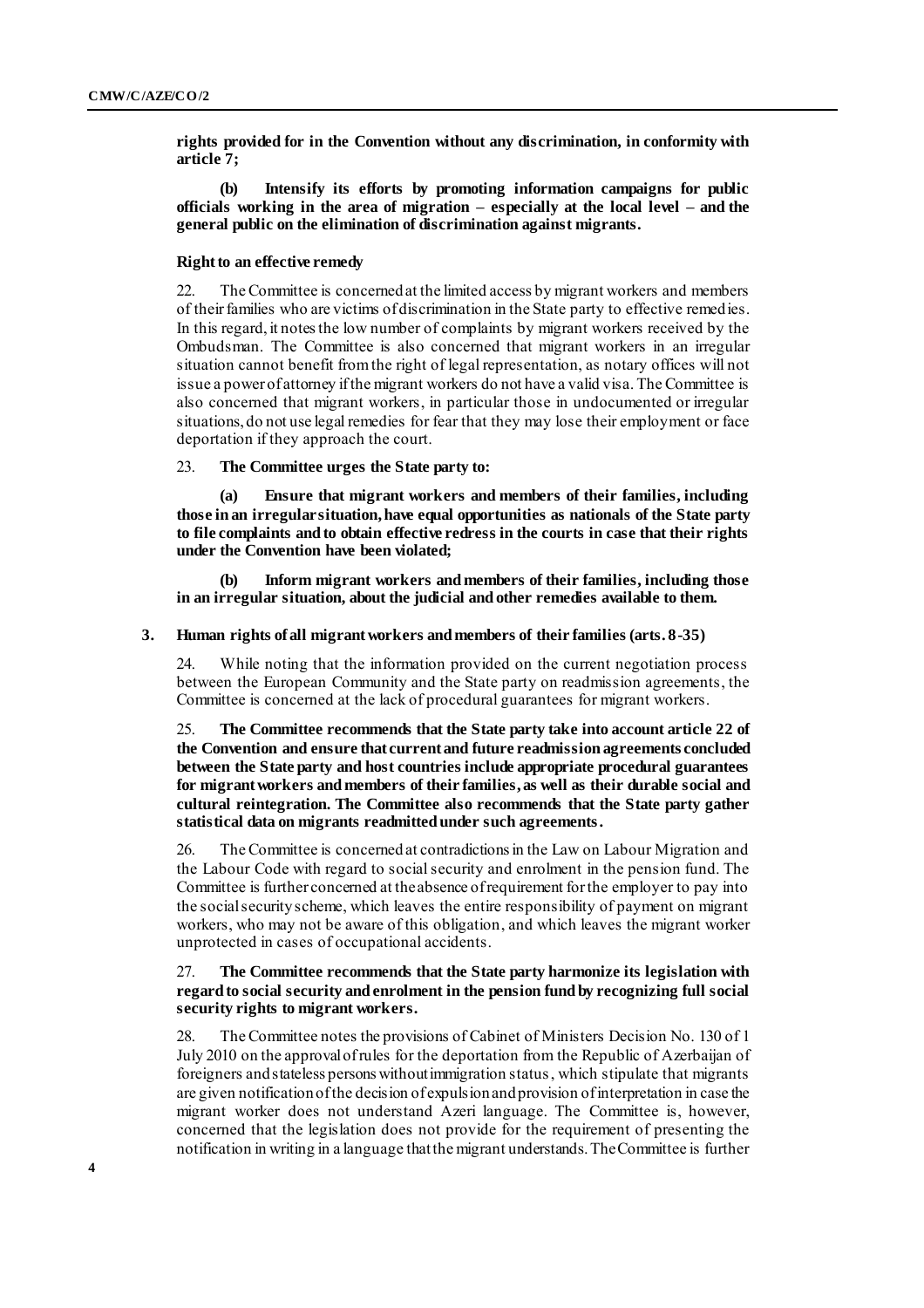**rights provided for in the Convention without any discrimination, in conformity with article 7;**

**(b) Intensify its efforts by promoting information campaigns for public officials working in the area of migration – especially at the local level – and the general public on the elimination of discrimination against migrants.**

#### Right to an effective remedy

22. The Committee is concerned at the limited access by migrant workers and members of their families who are victims of discrimination in the State party to effective remedies. In this regard, it notes the low number of complaints by migrant workers received by the Ombudsman. The Committee is also concerned that migrant workers in an irregular situation cannot benefit from the right of legal representation, as notary offices will not issue a power of attorney if the migrant workers do not have a valid visa. The Committee is also concerned that migrant workers, in particular those in undocumented or irregular situations, do not use legal remedies for fear that they may lose their employment or face deportation if they approach the court.

23. **The Committee urges the State party to:**

**(a) Ensure that migrant workers and members of their families, including those in an irregular situation, have equal opportunities as nationals of the State party to file complaints and to obtain effective redress in the courts in case that their rights under the Convention have been violated;**

**(b) Inform migrant workers and members of their families, including those in an irregular situation, about the judicial and other remedies available to them.**

### 3. Human rights of all migrant workers and members of their families (arts. 8-35)

24. While noting that the information provided on the current negotiation process between the European Community and the State party on readmission agreements, the Committee is concerned at the lack of procedural guarantees for migrant workers.

25. **The Committee recommends that the State party take into account article 22 of the Convention and ensure that current and future readmission agreements concluded between the State party and host countries include appropriate procedural guarantees for migrant workers and members of their families, as well as their durable social and cultural reintegration. The Committee also recommends that the State party gather statistical data on migrants readmitted under such agreements.**

26. The Committee is concerned at contradictions in the Law on Labour Migration and the Labour Code with regard to social security and enrolment in the pension fund. The Committee is further concerned at the absence of requirement for the employer to pay into the social security scheme, which leaves the entire responsibility of payment on migrant workers, who may not be aware of this obligation, and which leaves the migrant worker unprotected in cases of occupational accidents.

27. **The Committee recommends that the State party harmonize its legislation with regard to social security and enrolment in the pension fund by recognizing full social security rights to migrant workers.**

28. The Committee notes the provisions of Cabinet of Ministers Decision No. 130 of 1 July 2010 on the approval of rules for the deportation from the Republic of Azerbaijan of foreigners and stateless persons without immigration status, which stipulate that migrants are given notification of the decision of expulsion and provision of interpretation in case the migrant worker does not understand Azeri language. The Committee is, however, concerned that the legislation does not provide for the requirement of presenting the notification in writing in a language that the migrant understands. The Committee is further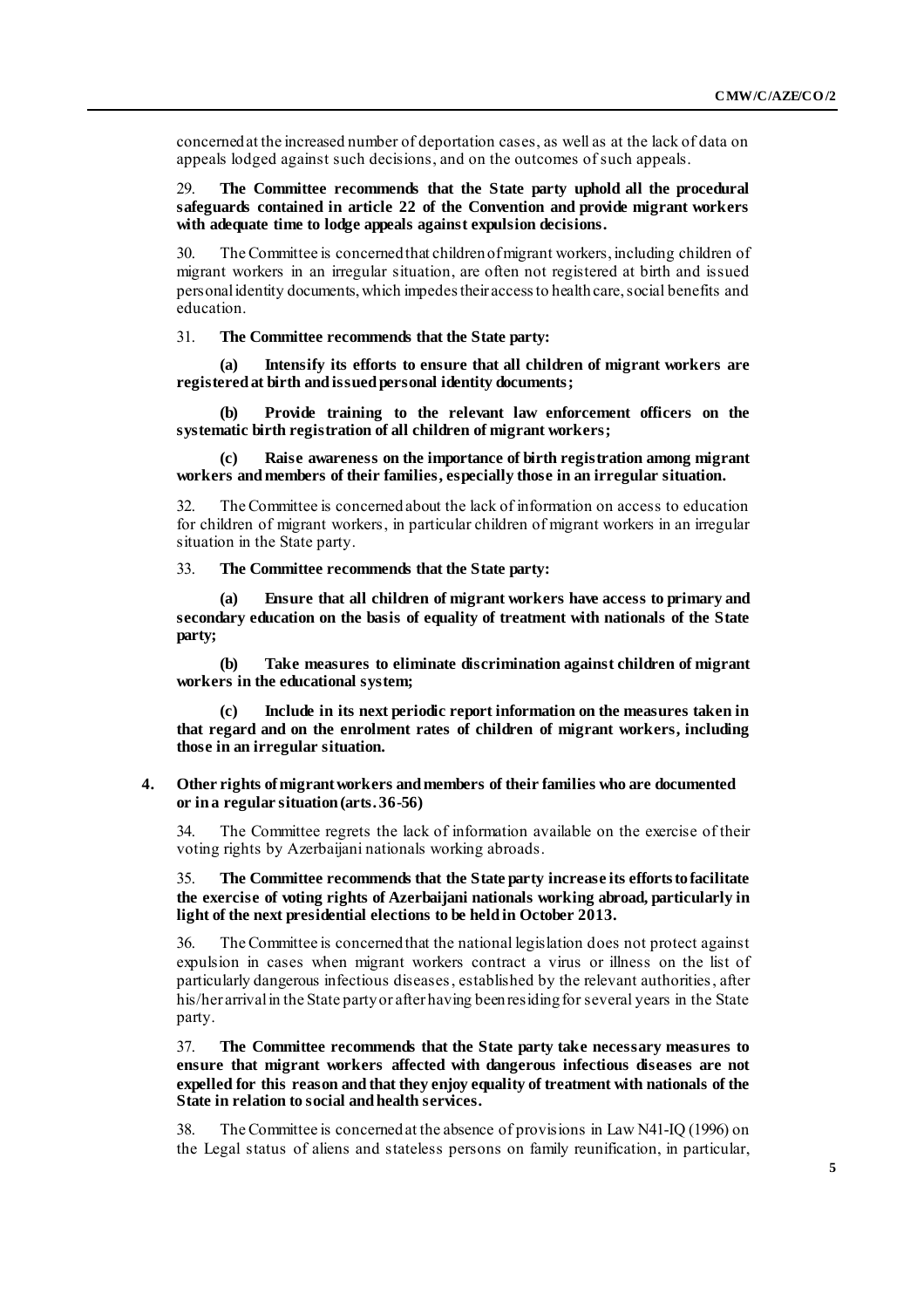concerned at the increased number of deportation cases, as well as at the lack of data on appeals lodged against such decisions, and on the outcomes of such appeals.

29. **The Committee recommends that the State party uphold all the procedural safeguards contained in article 22 of the Convention and provide migrant workers with adequate time to lodge appeals against expulsion decisions.**

30. The Committee is concerned that children of migrant workers, including children of migrant workers in an irregular situation, are often not registered at birth and issued personal identity documents, which impedes their access to health care, social benefits and education.

31. **The Committee recommends that the State party:**

**(a) Intensify its efforts to ensure that all children of migrant workers are registered at birth and issued personal identity documents;**

**(b) Provide training to the relevant law enforcement officers on the systematic birth registration of all children of migrant workers;**

**(c) Raise awareness on the importance of birth registration among migrant workers and members of their families, especially those in an irregular situation.**

32. The Committee is concerned about the lack of information on access to education for children of migrant workers, in particular children of migrant workers in an irregular situation in the State party.

33. **The Committee recommends that the State party:**

**(a) Ensure that all children of migrant workers have access to primary and secondary education on the basis of equality of treatment with nationals of the State party;**

**(b) Take measures to eliminate discrimination against children of migrant workers in the educational system;**

**(c) Include in its next periodic report information on the measures taken in that regard and on the enrolment rates of children of migrant workers, including those in an irregular situation.**

### 4. Other rights of migrant workers and members of their families who are documented or in a regular situation (arts. 36-56)

34. The Committee regrets the lack of information available on the exercise of their voting rights by Azerbaijani nationals working abroads.

35. **The Committee recommends that the State party increase its efforts to facilitate the exercise of voting rights of Azerbaijani nationals working abroad, particularly in light of the next presidential elections to be held in October 2013.**

36. The Committee is concerned that the national legislation does not protect against expulsion in cases when migrant workers contract a virus or illness on the list of particularly dangerous infectious diseases, established by the relevant authorities, after his/her arrival in the State party or after having been residing for several years in the State party.

37. **The Committee recommends that the State party take necessary measures to ensure that migrant workers affected with dangerous infectious diseases are not expelled for this reason and that they enjoy equality of treatment with nationals of the State in relation to social and health services.**

38. The Committee is concerned at the absence of provisions in Law N41-IQ (1996) on the Legal status of aliens and stateless persons on family reunification, in particular,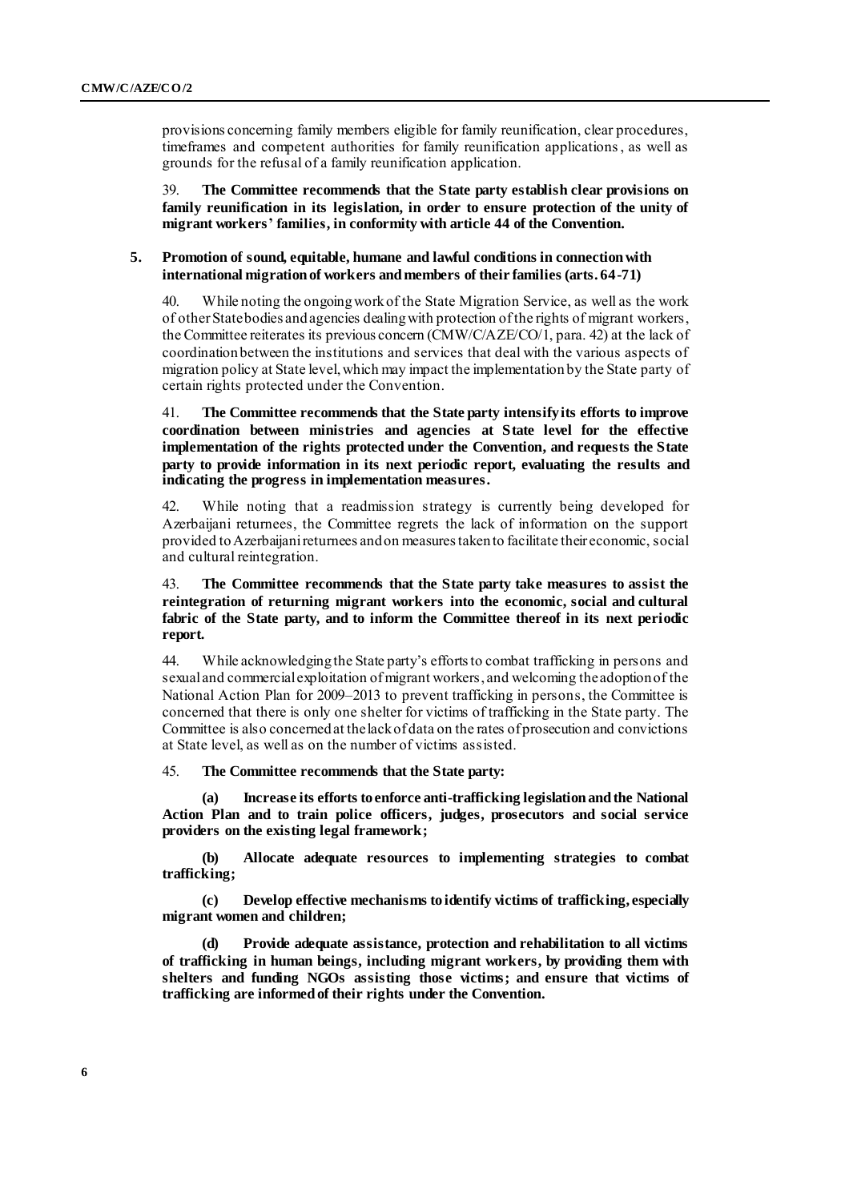provisions concerning family members eligible for family reunification, clear procedures, timeframes and competent authorities for family reunification applications, as well as grounds for the refusal of a family reunification application.

39. **The Committee recommends that the State party establish clear provisions on family reunification in its legislation, in order to ensure protection of the unity of migrant workers' families, in conformity with article 44 of the Convention.**

## 5. Promotion of sound, equitable, humane and lawful conditions in connection with international migration of workers and members of their families (arts. 64-71)

40. While noting the ongoing work of the State Migration Service, as well as the work of other State bodies and agencies dealing with protection of the rights of migrant workers, the Committee reiterates its previous concern (CMW/C/AZE/CO/1, para. 42) at the lack of coordination between the institutions and services that deal with the various aspects of migration policy at State level, which may impact the implementation by the State party of certain rights protected under the Convention.

41. **The Committee recommends that the State party intensify its efforts to improve coordination between ministries and agencies at State level for the effective implementation of the rights protected under the Convention, and requests the State party to provide information in its next periodic report, evaluating the results and indicating the progress in implementation measures.**

42. While noting that a readmission strategy is currently being developed for Azerbaijani returnees, the Committee regrets the lack of information on the support provided to Azerbaijani returnees and on measures taken to facilitate their economic, social and cultural reintegration.

43. **The Committee recommends that the State party take measures to assist the reintegration of returning migrant workers into the economic, social and cultural fabric of the State party, and to inform the Committee thereof in its next periodic report.**

44. While acknowledging the State party's efforts to combat trafficking in persons and sexual and commercial exploitation of migrant workers, and welcoming the adoption of the National Action Plan for 2009–2013 to prevent trafficking in persons, the Committee is concerned that there is only one shelter for victims of trafficking in the State party. The Committee is also concerned at the lack of data on the rates of prosecution and convictions at State level, as well as on the number of victims assisted.

45. **The Committee recommends that the State party:**

**(a) Increase its efforts to enforce anti-trafficking legislation and the National Action Plan and to train police officers, judges, prosecutors and social service providers on the existing legal framework;**

**(b) Allocate adequate resources to implementing strategies to combat trafficking;**

**(c) Develop effective mechanisms to identify victims of trafficking, especially migrant women and children;**

**(d) Provide adequate assistance, protection and rehabilitation to all victims of trafficking in human beings, including migrant workers, by providing them with shelters and funding NGOs assisting those victims; and ensure that victims of trafficking are informed of their rights under the Convention.**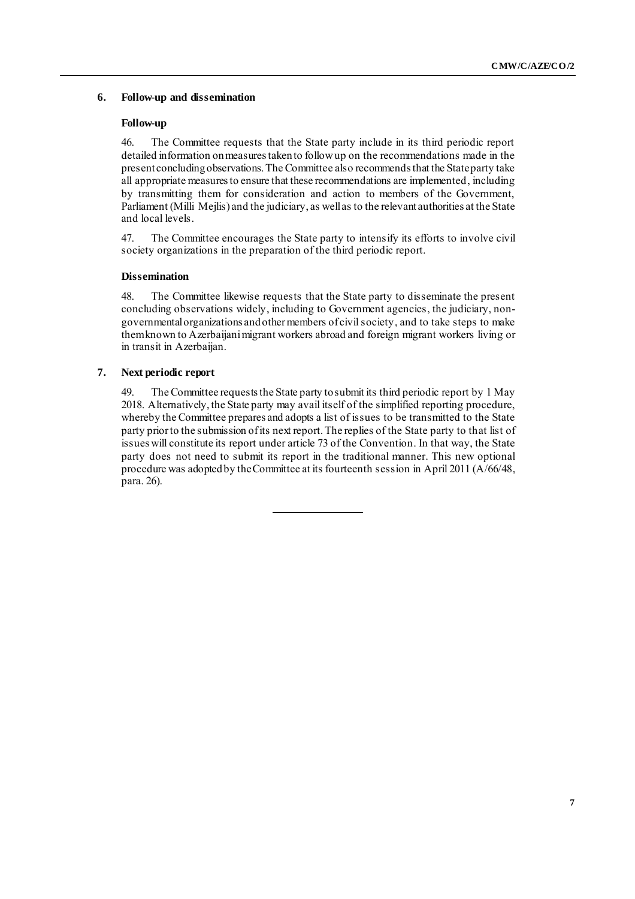## 6. Follow-up and dissemination

### Follow-up

46. The Committee requests that the State party include in its third periodic report detailed information on measures taken to follow up on the recommendations made in the present concluding observations. The Committee also recommends that the State party take all appropriate measures to ensure that these recommendations are implemented, including by transmitting them for consideration and action to members of the Government, Parliament (Milli Mejlis) and the judiciary, as well as to the relevant authorities at the State and local levels.

47. The Committee encourages the State party to intensify its efforts to involve civil society organizations in the preparation of the third periodic report.

### Dissemination

48. The Committee likewise requests that the State party to disseminate the present concluding observations widely, including to Government agencies, the judiciary, non-governmental organizations and other members of civil society, and to take steps to make them known to Azerbaijani migrant workers abroad and foreign migrant workers living or in transit in Azerbaijan.

## 7. Next periodic report

49. The Committee requests the State party to submit its third periodic report by 1 May 2018. Alternatively, the State party may avail itself of the simplified reporting procedure, whereby the Committee prepares and adopts a list of issues to be transmitted to the State party prior to the submission of its next report. The replies of the State party to that list of issues will constitute its report under article 73 of the Convention. In that way, the State party does not need to submit its report in the traditional manner. This new optional procedure was adopted by the Committee at its fourteenth session in April 2011 (A/66/48, para. 26).